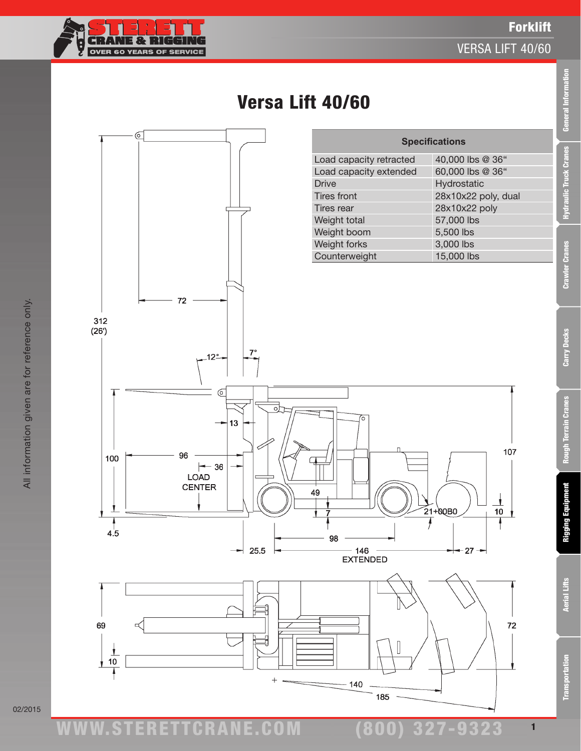# Versa Lift 40/60

| Specifications | |
|---|---|
| Load capacity retracted | 40,000 lbs @ 36" |
| Load capacity extended | 60,000 lbs @ 36" |
| Drive | Hydrostatic |
| Tires front | 28x10x22 poly, dual |
| Tires rear | 28x10x22 poly |
| Weight total | 57,000 lbs |
| Weight boom | 5,500 lbs |
| Weight forks | 3,000 lbs |
| Counterweight | 15,000 lbs |

All information given are for reference only.

02/2015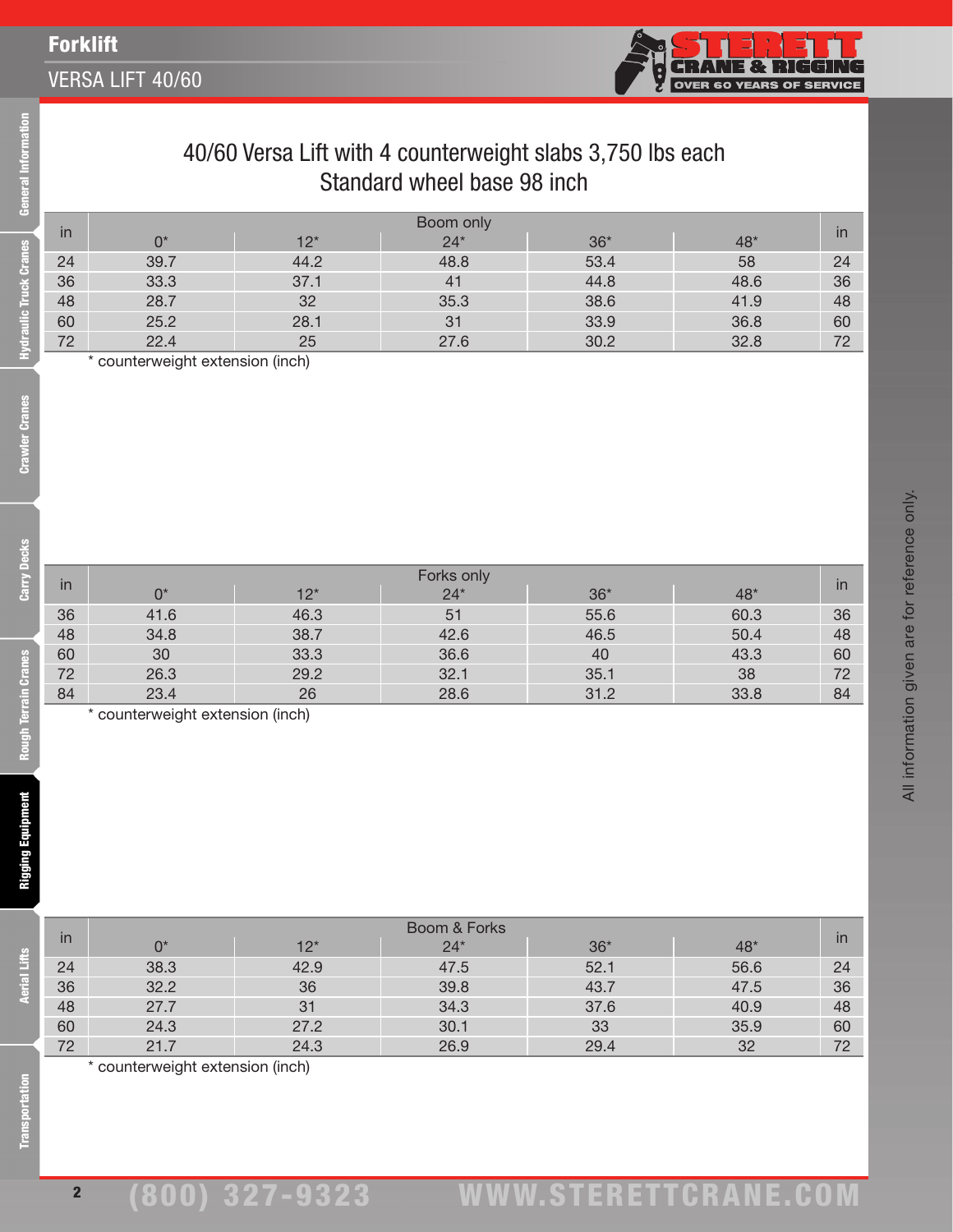# 40/60 Versa Lift with 4 counterweight slabs 3,750 lbs each
## Standard wheel base 98 inch

| in | Boom only | | | | | in |
|---|---|---|---|---|---|---|
| | 0* | 12* | 24* | 36* | 48* | |
| 24 | 39.7 | 44.2 | 48.8 | 53.4 | 58 | 24 |
| 36 | 33.3 | 37.1 | 41 | 44.8 | 48.6 | 36 |
| 48 | 28.7 | 32 | 35.3 | 38.6 | 41.9 | 48 |
| 60 | 25.2 | 28.1 | 31 | 33.9 | 36.8 | 60 |
| 72 | 22.4 | 25 | 27.6 | 30.2 | 32.8 | 72 |

* counterweight extension (inch)

| in | Forks only | | | | | in |
|---|---|---|---|---|---|---|
| | 0* | 12* | 24* | 36* | 48* | |
| 36 | 41.6 | 46.3 | 51 | 55.6 | 60.3 | 36 |
| 48 | 34.8 | 38.7 | 42.6 | 46.5 | 50.4 | 48 |
| 60 | 30 | 33.3 | 36.6 | 40 | 43.3 | 60 |
| 72 | 26.3 | 29.2 | 32.1 | 35.1 | 38 | 72 |
| 84 | 23.4 | 26 | 28.6 | 31.2 | 33.8 | 84 |

* counterweight extension (inch)

| in | Boom & Forks | | | | | in |
|---|---|---|---|---|---|---|
| | 0* | 12* | 24* | 36* | 48* | |
| 24 | 38.3 | 42.9 | 47.5 | 52.1 | 56.6 | 24 |
| 36 | 32.2 | 36 | 39.8 | 43.7 | 47.5 | 36 |
| 48 | 27.7 | 31 | 34.3 | 37.6 | 40.9 | 48 |
| 60 | 24.3 | 27.2 | 30.1 | 33 | 35.9 | 60 |
| 72 | 21.7 | 24.3 | 26.9 | 29.4 | 32 | 72 |

* counterweight extension (inch)

All information given are for reference only.